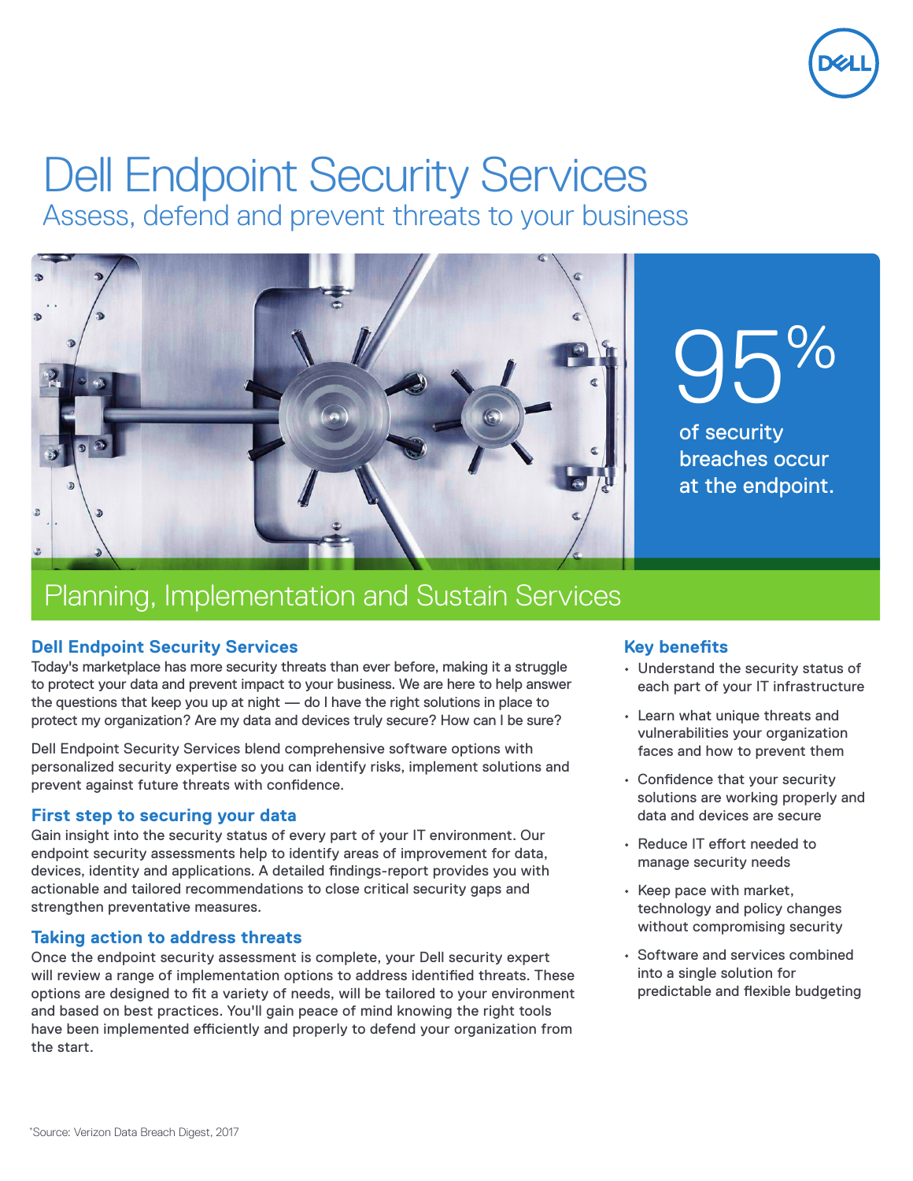# Dell Endpoint Security Services

## Assess, defend and prevent threats to your business

95%

of security breaches occur at the endpoint.

## Planning, Implementation and Sustain Services

### Dell Endpoint Security Services

Today's marketplace has more security threats than ever before, making it a struggle to protect your data and prevent impact to your business. We are here to help answer the questions that keep you up at night — do I have the right solutions in place to protect my organization? Are my data and devices truly secure? How can I be sure?

Dell Endpoint Security Services blend comprehensive software options with personalized security expertise so you can identify risks, implement solutions and prevent against future threats with confidence.

### First step to securing your data

Gain insight into the security status of every part of your IT environment. Our endpoint security assessments help to identify areas of improvement for data, devices, identity and applications. A detailed findings-report provides you with actionable and tailored recommendations to close critical security gaps and strengthen preventative measures.

### Taking action to address threats

Once the endpoint security assessment is complete, your Dell security expert will review a range of implementation options to address identified threats. These options are designed to fit a variety of needs, will be tailored to your environment and based on best practices. You'll gain peace of mind knowing the right tools have been implemented efficiently and properly to defend your organization from the start.

### Key benefits

- Understand the security status of each part of your IT infrastructure
- Learn what unique threats and vulnerabilities your organization faces and how to prevent them
- Confidence that your security solutions are working properly and data and devices are secure
- Reduce IT effort needed to manage security needs
- Keep pace with market, technology and policy changes without compromising security
- Software and services combined into a single solution for predictable and flexible budgeting

*Source: Verizon Data Breach Digest, 2017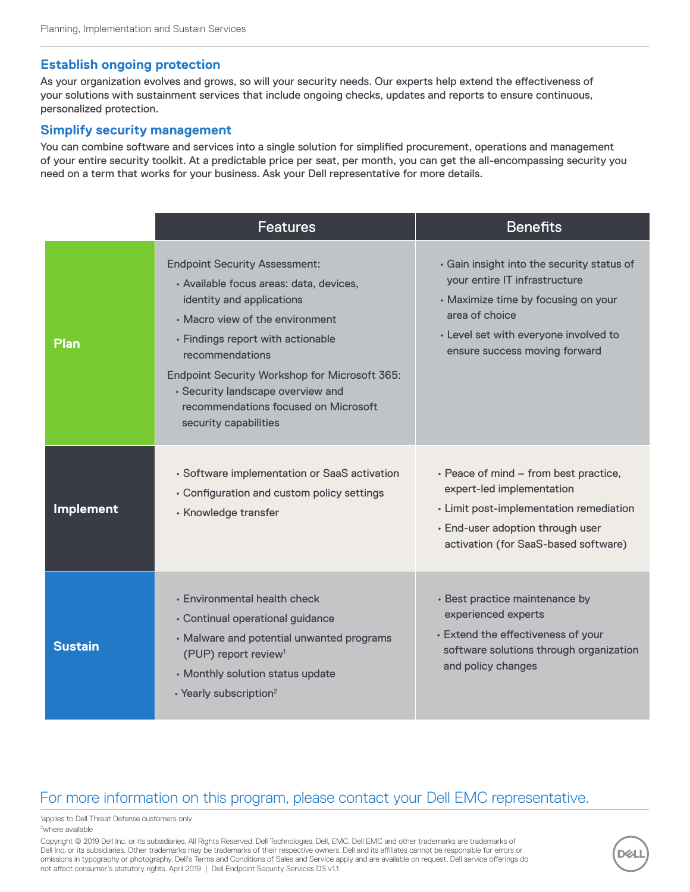## Establish ongoing protection

As your organization evolves and grows, so will your security needs. Our experts help extend the effectiveness of your solutions with sustainment services that include ongoing checks, updates and reports to ensure continuous, personalized protection.

## Simplify security management

You can combine software and services into a single solution for simplified procurement, operations and management of your entire security toolkit. At a predictable price per seat, per month, you can get the all-encompassing security you need on a term that works for your business. Ask your Dell representative for more details.

| | Features | Benefits |
|---|---|---|
| **Plan** | Endpoint Security Assessment:<br>• Available focus areas: data, devices, identity and applications<br>• Macro view of the environment<br>• Findings report with actionable recommendations<br>Endpoint Security Workshop for Microsoft 365:<br>• Security landscape overview and recommendations focused on Microsoft security capabilities | • Gain insight into the security status of your entire IT infrastructure<br>• Maximize time by focusing on your area of choice<br>• Level set with everyone involved to ensure success moving forward |
| **Implement** | • Software implementation or SaaS activation<br>• Configuration and custom policy settings<br>• Knowledge transfer | • Peace of mind – from best practice, expert-led implementation<br>• Limit post-implementation remediation<br>• End-user adoption through user activation (for SaaS-based software) |
| **Sustain** | • Environmental health check<br>• Continual operational guidance<br>• Malware and potential unwanted programs (PUP) report review[1]<br>• Monthly solution status update<br>• Yearly subscription[2] | • Best practice maintenance by experienced experts<br>• Extend the effectiveness of your software solutions through organization and policy changes |

For more information on this program, please contact your Dell EMC representative.

[1]applies to Dell Threat Defense customers only
[2]where available

Copyright © 2019 Dell Inc. or its subsidiaries. All Rights Reserved. Dell Technologies, Dell, EMC, Dell EMC and other trademarks are trademarks of Dell Inc. or its subsidiaries. Other trademarks may be trademarks of their respective owners. Dell and its affiliates cannot be responsible for errors or omissions in typography or photography. Dell's Terms and Conditions of Sales and Service apply and are available on request. Dell service offerings do not affect consumer's statutory rights. April 2019 | Dell Endpoint Security Services DS v1.1